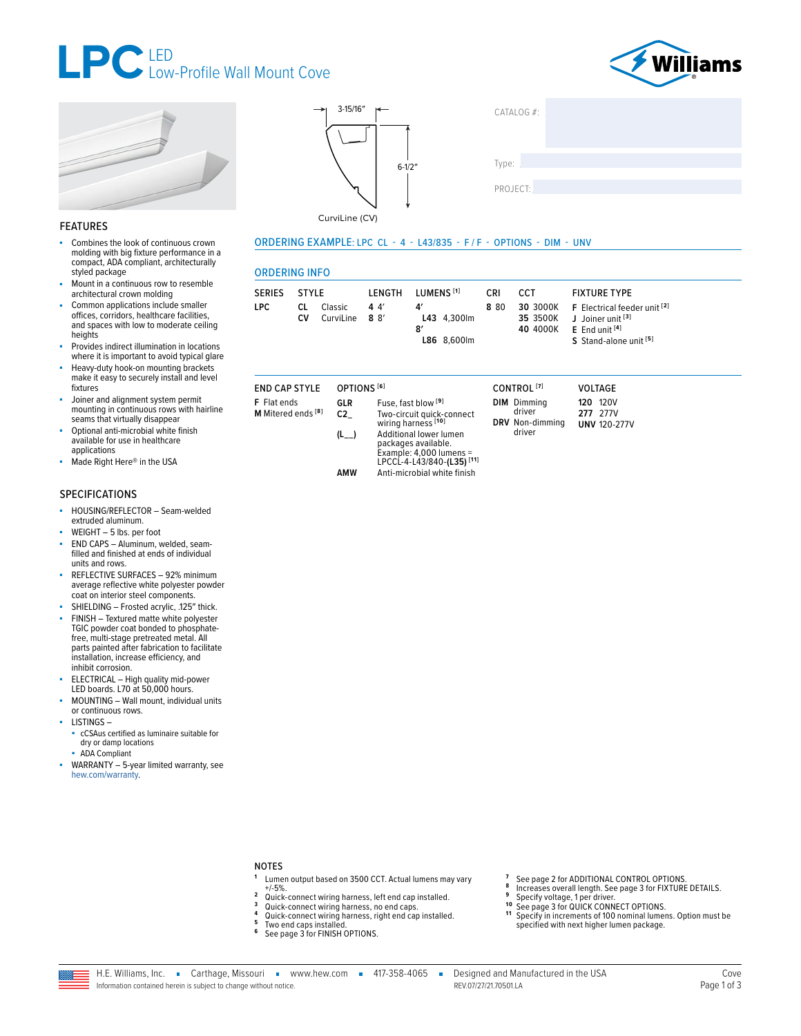# LPC LED Low-Profile Wall Mount Cove

3-15/16″

6-1/2″

CurviLine (CV)

CATALOG #:

Type:

PROJECT:

## FEATURES

- Combines the look of continuous crown molding with big fixture performance in a compact, ADA compliant, architecturally styled package
- Mount in a continuous row to resemble architectural crown molding
- Common applications include smaller offices, corridors, healthcare facilities, and spaces with low to moderate ceiling heights
- Provides indirect illumination in locations where it is important to avoid typical glare
- Heavy-duty hook-on mounting brackets make it easy to securely install and level fixtures
- Joiner and alignment system permit mounting in continuous rows with hairline seams that virtually disappear
- Optional anti-microbial white finish available for use in healthcare applications
- Made Right Here® in the USA

## SPECIFICATIONS

- HOUSING/REFLECTOR – Seam-welded extruded aluminum.
- WEIGHT – 5 lbs. per foot
- END CAPS – Aluminum, welded, seam-filled and finished at ends of individual units and rows.
- REFLECTIVE SURFACES – 92% minimum average reflective white polyester powder coat on interior steel components.
- SHIELDING – Frosted acrylic, .125″ thick.
- FINISH – Textured matte white polyester TGIC powder coat bonded to phosphate-free, multi-stage pretreated metal. All parts painted after fabrication to facilitate installation, increase efficiency, and inhibit corrosion.
- ELECTRICAL – High quality mid-power LED boards. L70 at 50,000 hours.
- MOUNTING – Wall mount, individual units or continuous rows.
- LISTINGS –
  - cCSAus certified as luminaire suitable for dry or damp locations
  - ADA Compliant
- WARRANTY – 5-year limited warranty, see hew.com/warranty.

## ORDERING EXAMPLE: LPC CL - 4 - L43/835 - F / F - OPTIONS - DIM - UNV

## ORDERING INFO

| SERIES | STYLE | LENGTH | LUMENS [1] | CRI | CCT | FIXTURE TYPE |
|---|---|---|---|---|---|---|
| **LPC** | **CL** Classic<br>**CV** CurviLine | **4** 4′<br>**8** 8′ | **4′**<br>**L43** 4,300lm<br>**8′**<br>**L86** 8,600lm | **8** 80 | **30** 3000K<br>**35** 3500K<br>**40** 4000K | **F** Electrical feeder unit [2]<br>**J** Joiner unit [3]<br>**E** End unit [4]<br>**S** Stand-alone unit [5] |

| END CAP STYLE | OPTIONS [6] | | CONTROL [7] | VOLTAGE |
|---|---|---|---|---|
| **F** Flat ends<br>**M** Mitered ends [8] | **GLR** | Fuse, fast blow [9] | **DIM** Dimming driver<br>**DRV** Non-dimming driver | **120** 120V<br>**277** 277V<br>**UNV** 120-277V |
| | **C2_** | Two-circuit quick-connect wiring harness [10] | | |
| | **(L__)** | Additional lower lumen packages available. Example: 4,000 lumens = LPCCL-4-L43/840-**(L35)** [11] | | |
| | **AMW** | Anti-microbial white finish | | |

## NOTES

1. Lumen output based on 3500 CCT. Actual lumens may vary +/-5%.
2. Quick-connect wiring harness, left end cap installed.
3. Quick-connect wiring harness, no end caps.
4. Quick-connect wiring harness, right end cap installed.
5. Two end caps installed.
6. See page 3 for FINISH OPTIONS.
7. See page 2 for ADDITIONAL CONTROL OPTIONS.
8. Increases overall length. See page 3 for FIXTURE DETAILS.
9. Specify voltage, 1 per driver.
10. See page 3 for QUICK CONNECT OPTIONS.
11. Specify in increments of 100 nominal lumens. Option must be specified with next higher lumen package.

H.E. Williams, Inc. ▪ Carthage, Missouri ▪ www.hew.com ▪ 417-358-4065 ▪ Designed and Manufactured in the USA

Information contained herein is subject to change without notice. REV.07/27/21.70501.LA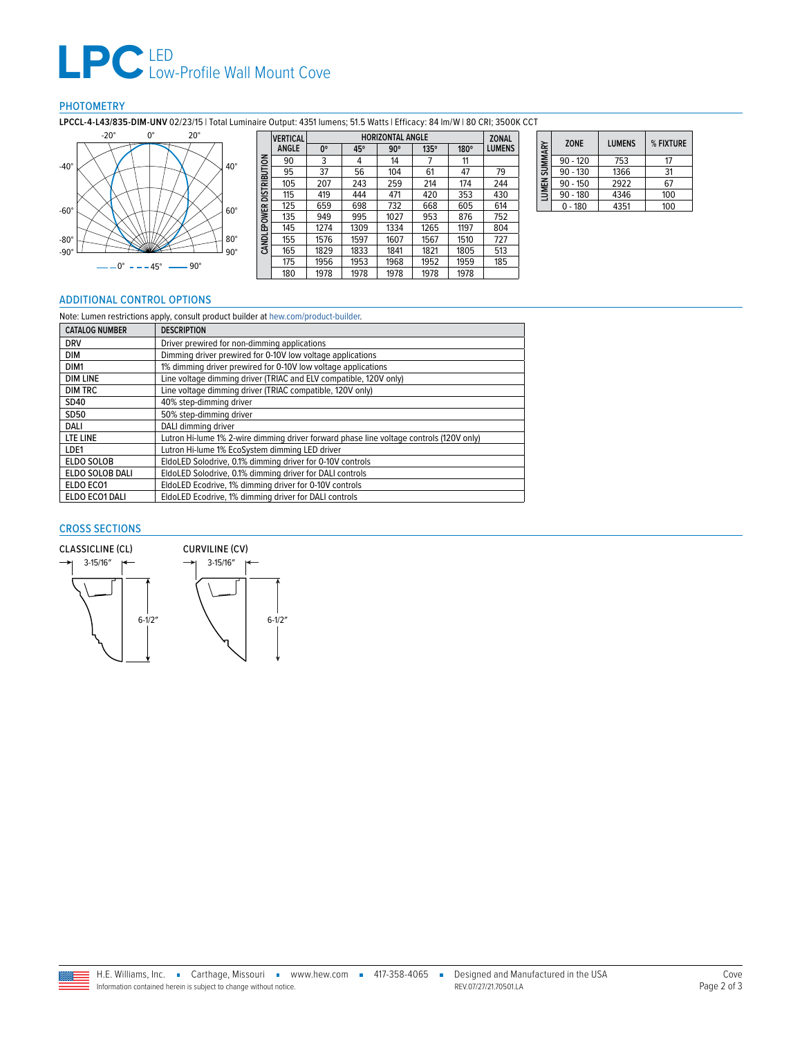# LPC LED Low-Profile Wall Mount Cove

## PHOTOMETRY

**LPCCL-4-L43/835-DIM-UNV** 02/23/15 | Total Luminaire Output: 4351 lumens; 51.5 Watts | Efficacy: 84 lm/W | 80 CRI; 3500K CCT

— 0° - - - 45° —— 90°

**CANDLEPOWER DISTRIBUTION**

| VERTICAL ANGLE | HORIZONTAL ANGLE 0° | 45° | 90° | 135° | 180° | ZONAL LUMENS |
|---|---|---|---|---|---|---|
| 90 | 3 | 4 | 14 | 7 | 11 | |
| 95 | 37 | 56 | 104 | 61 | 47 | 79 |
| 105 | 207 | 243 | 259 | 214 | 174 | 244 |
| 115 | 419 | 444 | 471 | 420 | 353 | 430 |
| 125 | 659 | 698 | 732 | 668 | 605 | 614 |
| 135 | 949 | 995 | 1027 | 953 | 876 | 752 |
| 145 | 1274 | 1309 | 1334 | 1265 | 1197 | 804 |
| 155 | 1576 | 1597 | 1607 | 1567 | 1510 | 727 |
| 165 | 1829 | 1833 | 1841 | 1821 | 1805 | 513 |
| 175 | 1956 | 1953 | 1968 | 1952 | 1959 | 185 |
| 180 | 1978 | 1978 | 1978 | 1978 | 1978 | |

**LUMEN SUMMARY**

| ZONE | LUMENS | % FIXTURE |
|---|---|---|
| 90 - 120 | 753 | 17 |
| 90 - 130 | 1366 | 31 |
| 90 - 150 | 2922 | 67 |
| 90 - 180 | 4346 | 100 |
| 0 - 180 | 4351 | 100 |

## ADDITIONAL CONTROL OPTIONS

Note: Lumen restrictions apply, consult product builder at hew.com/product-builder.

| CATALOG NUMBER | DESCRIPTION |
|---|---|
| DRV | Driver prewired for non-dimming applications |
| DIM | Dimming driver prewired for 0-10V low voltage applications |
| DIM1 | 1% dimming driver prewired for 0-10V low voltage applications |
| DIM LINE | Line voltage dimming driver (TRIAC and ELV compatible, 120V only) |
| DIM TRC | Line voltage dimming driver (TRIAC compatible, 120V only) |
| SD40 | 40% step-dimming driver |
| SD50 | 50% step-dimming driver |
| DALI | DALI dimming driver |
| LTE LINE | Lutron Hi-lume 1% 2-wire dimming driver forward phase line voltage controls (120V only) |
| LDE1 | Lutron Hi-lume 1% EcoSystem dimming LED driver |
| ELDO SOLOB | EldoLED Solodrive, 0.1% dimming driver for 0-10V controls |
| ELDO SOLOB DALI | EldoLED Solodrive, 0.1% dimming driver for DALI controls |
| ELDO ECO1 | EldoLED Ecodrive, 1% dimming driver for 0-10V controls |
| ELDO ECO1 DALI | EldoLED Ecodrive, 1% dimming driver for DALI controls |

## CROSS SECTIONS

**CLASSICLINE (CL)**: 3-15/16″ wide, 6-1/2″ high

**CURVILINE (CV)**: 3-15/16″ wide, 6-1/2″ high

H.E. Williams, Inc. ▪ Carthage, Missouri ▪ www.hew.com ▪ 417-358-4065 ▪ Designed and Manufactured in the USA

Information contained herein is subject to change without notice. REV.07/27/21.70501.LA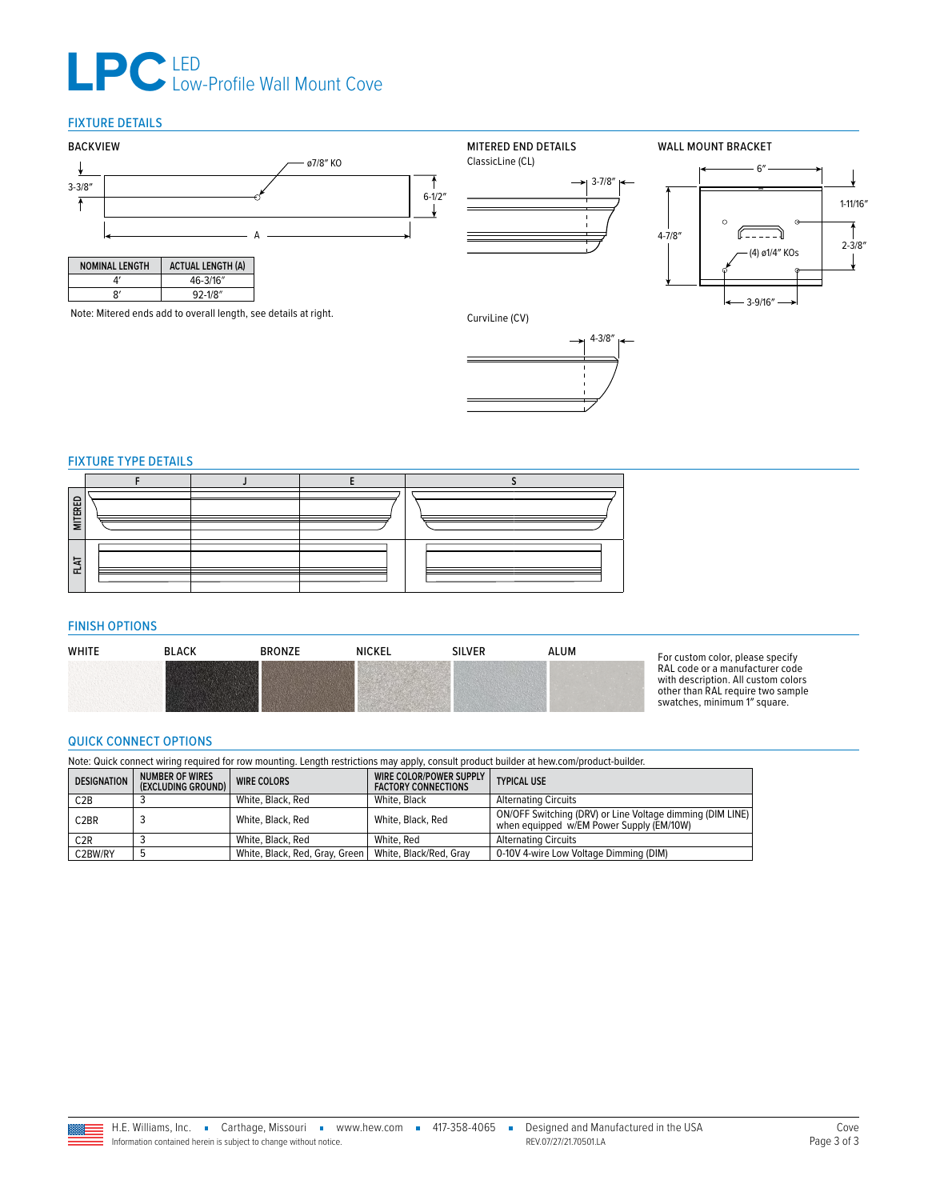# LPC LED Low-Profile Wall Mount Cove

## FIXTURE DETAILS

### BACKVIEW

3-3/8″

ø7/8″ KO

6-1/2″

A

| NOMINAL LENGTH | ACTUAL LENGTH (A) |
|---|---|
| 4′ | 46-3/16″ |
| 8′ | 92-1/8″ |

Note: Mitered ends add to overall length, see details at right.

### MITERED END DETAILS

ClassicLine (CL)

3-7/8″

CurviLine (CV)

4-3/8″

### WALL MOUNT BRACKET

6″

1-11/16″

4-7/8″

2-3/8″

(4) ø1/4″ KOs

3-9/16″

## FIXTURE TYPE DETAILS

F

J

E

S

MITERED

FLAT

## FINISH OPTIONS

WHITE

BLACK

BRONZE

NICKEL

SILVER

ALUM

For custom color, please specify RAL code or a manufacturer code with description. All custom colors other than RAL require two sample swatches, minimum 1″ square.

## QUICK CONNECT OPTIONS

Note: Quick connect wiring required for row mounting. Length restrictions may apply, consult product builder at hew.com/product-builder.

| DESIGNATION | NUMBER OF WIRES (EXCLUDING GROUND) | WIRE COLORS | WIRE COLOR/POWER SUPPLY FACTORY CONNECTIONS | TYPICAL USE |
|---|---|---|---|---|
| C2B | 3 | White, Black, Red | White, Black | Alternating Circuits |
| C2BR | 3 | White, Black, Red | White, Black, Red | ON/OFF Switching (DRV) or Line Voltage dimming (DIM LINE) when equipped w/EM Power Supply (EM/10W) |
| C2R | 3 | White, Black, Red | White, Red | Alternating Circuits |
| C2BW/RY | 5 | White, Black, Red, Gray, Green | White, Black/Red, Gray | 0-10V 4-wire Low Voltage Dimming (DIM) |

H.E. Williams, Inc. ▪ Carthage, Missouri ▪ www.hew.com ▪ 417-358-4065 ▪ Designed and Manufactured in the USA

Information contained herein is subject to change without notice. REV.07/27/21.70501.LA